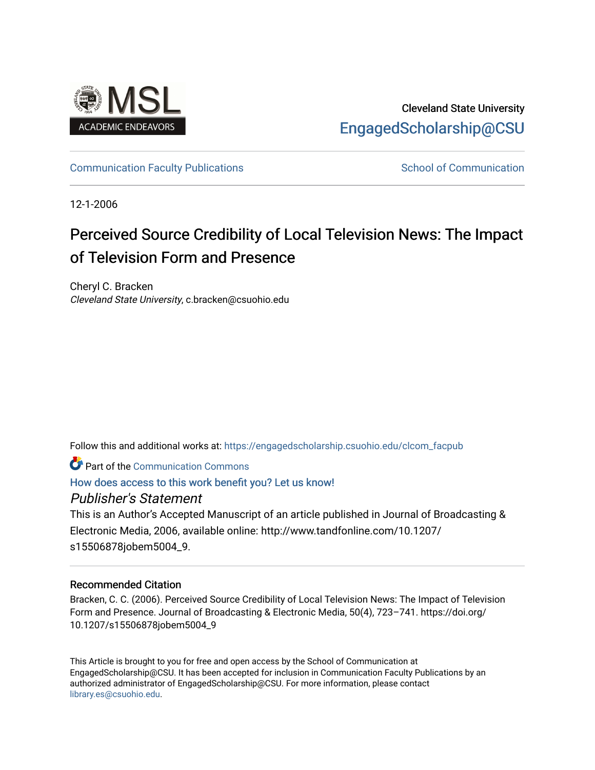Cleveland State University

EngagedScholarship@CSU

Communication Faculty Publications

School of Communication

12-1-2006

# Perceived Source Credibility of Local Television News: The Impact of Television Form and Presence

Cheryl C. Bracken
*Cleveland State University*, c.bracken@csuohio.edu

Follow this and additional works at: https://engagedscholarship.csuohio.edu/clcom_facpub

Part of the Communication Commons

How does access to this work benefit you? Let us know!

*Publisher's Statement*

This is an Author's Accepted Manuscript of an article published in Journal of Broadcasting & Electronic Media, 2006, available online: http://www.tandfonline.com/10.1207/s15506878jobem5004_9.

### Recommended Citation

Bracken, C. C. (2006). Perceived Source Credibility of Local Television News: The Impact of Television Form and Presence. Journal of Broadcasting & Electronic Media, 50(4), 723–741. https://doi.org/10.1207/s15506878jobem5004_9

This Article is brought to you for free and open access by the School of Communication at EngagedScholarship@CSU. It has been accepted for inclusion in Communication Faculty Publications by an authorized administrator of EngagedScholarship@CSU. For more information, please contact library.es@csuohio.edu.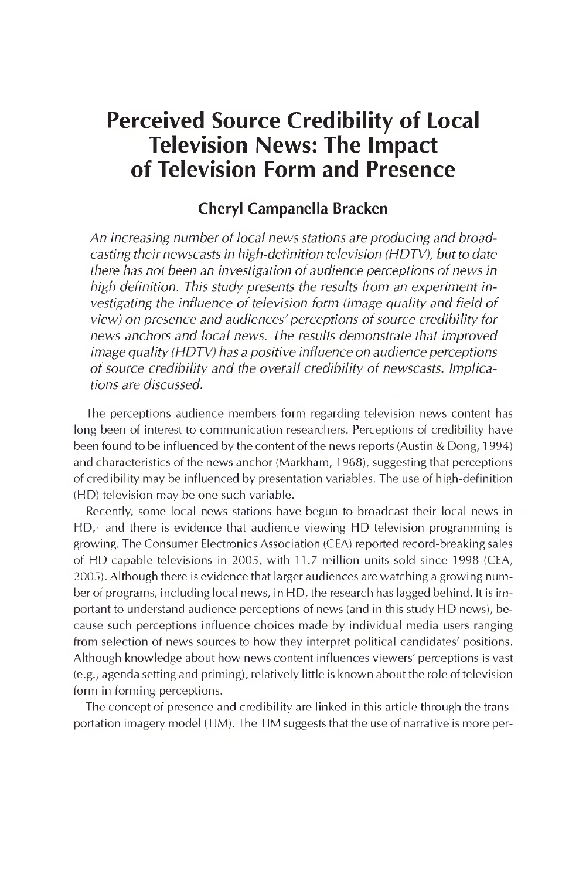# Perceived Source Credibility of Local Television News: The Impact of Television Form and Presence

## Cheryl Campanella Bracken

*An increasing number of local news stations are producing and broadcasting their newscasts in high-definition television (HDTV), but to date there has not been an investigation of audience perceptions of news in high definition. This study presents the results from an experiment investigating the influence of television form (image quality and field of view) on presence and audiences' perceptions of source credibility for news anchors and local news. The results demonstrate that improved image quality (HDTV) has a positive influence on audience perceptions of source credibility and the overall credibility of newscasts. Implications are discussed.*

The perceptions audience members form regarding television news content has long been of interest to communication researchers. Perceptions of credibility have been found to be influenced by the content of the news reports (Austin & Dong, 1994) and characteristics of the news anchor (Markham, 1968), suggesting that perceptions of credibility may be influenced by presentation variables. The use of high-definition (HD) television may be one such variable.

Recently, some local news stations have begun to broadcast their local news in HD,[1] and there is evidence that audience viewing HD television programming is growing. The Consumer Electronics Association (CEA) reported record-breaking sales of HD-capable televisions in 2005, with 11.7 million units sold since 1998 (CEA, 2005). Although there is evidence that larger audiences are watching a growing number of programs, including local news, in HD, the research has lagged behind. It is important to understand audience perceptions of news (and in this study HD news), because such perceptions influence choices made by individual media users ranging from selection of news sources to how they interpret political candidates' positions. Although knowledge about how news content influences viewers' perceptions is vast (e.g., agenda setting and priming), relatively little is known about the role of television form in forming perceptions.

The concept of presence and credibility are linked in this article through the transportation imagery model (TIM). The TIM suggests that the use of narrative is more per-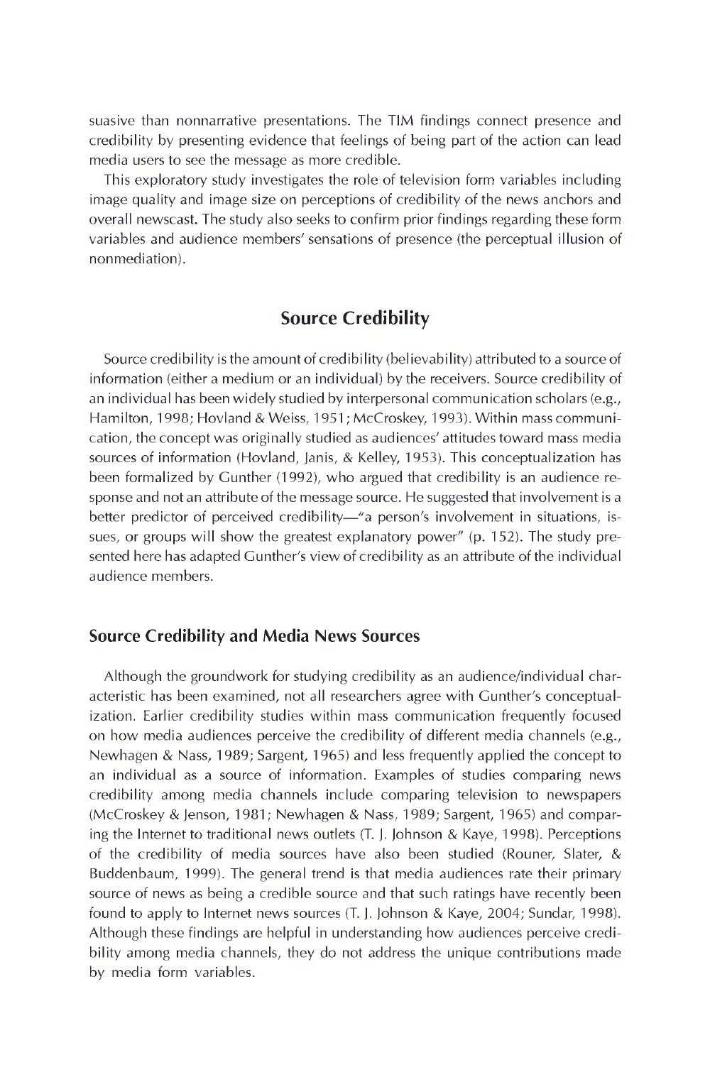suasive than nonnarrative presentations. The TIM findings connect presence and credibility by presenting evidence that feelings of being part of the action can lead media users to see the message as more credible.

This exploratory study investigates the role of television form variables including image quality and image size on perceptions of credibility of the news anchors and overall newscast. The study also seeks to confirm prior findings regarding these form variables and audience members' sensations of presence (the perceptual illusion of nonmediation).

## Source Credibility

Source credibility is the amount of credibility (believability) attributed to a source of information (either a medium or an individual) by the receivers. Source credibility of an individual has been widely studied by interpersonal communication scholars (e.g., Hamilton, 1998; Hovland & Weiss, 1951; McCroskey, 1993). Within mass communication, the concept was originally studied as audiences' attitudes toward mass media sources of information (Hovland, Janis, & Kelley, 1953). This conceptualization has been formalized by Gunther (1992), who argued that credibility is an audience response and not an attribute of the message source. He suggested that involvement is a better predictor of perceived credibility—"a person's involvement in situations, issues, or groups will show the greatest explanatory power" (p. 152). The study presented here has adapted Gunther's view of credibility as an attribute of the individual audience members.

### Source Credibility and Media News Sources

Although the groundwork for studying credibility as an audience/individual characteristic has been examined, not all researchers agree with Gunther's conceptualization. Earlier credibility studies within mass communication frequently focused on how media audiences perceive the credibility of different media channels (e.g., Newhagen & Nass, 1989; Sargent, 1965) and less frequently applied the concept to an individual as a source of information. Examples of studies comparing news credibility among media channels include comparing television to newspapers (McCroskey & Jenson, 1981; Newhagen & Nass, 1989; Sargent, 1965) and comparing the Internet to traditional news outlets (T. J. Johnson & Kaye, 1998). Perceptions of the credibility of media sources have also been studied (Rouner, Slater, & Buddenbaum, 1999). The general trend is that media audiences rate their primary source of news as being a credible source and that such ratings have recently been found to apply to Internet news sources (T. J. Johnson & Kaye, 2004; Sundar, 1998). Although these findings are helpful in understanding how audiences perceive credibility among media channels, they do not address the unique contributions made by media form variables.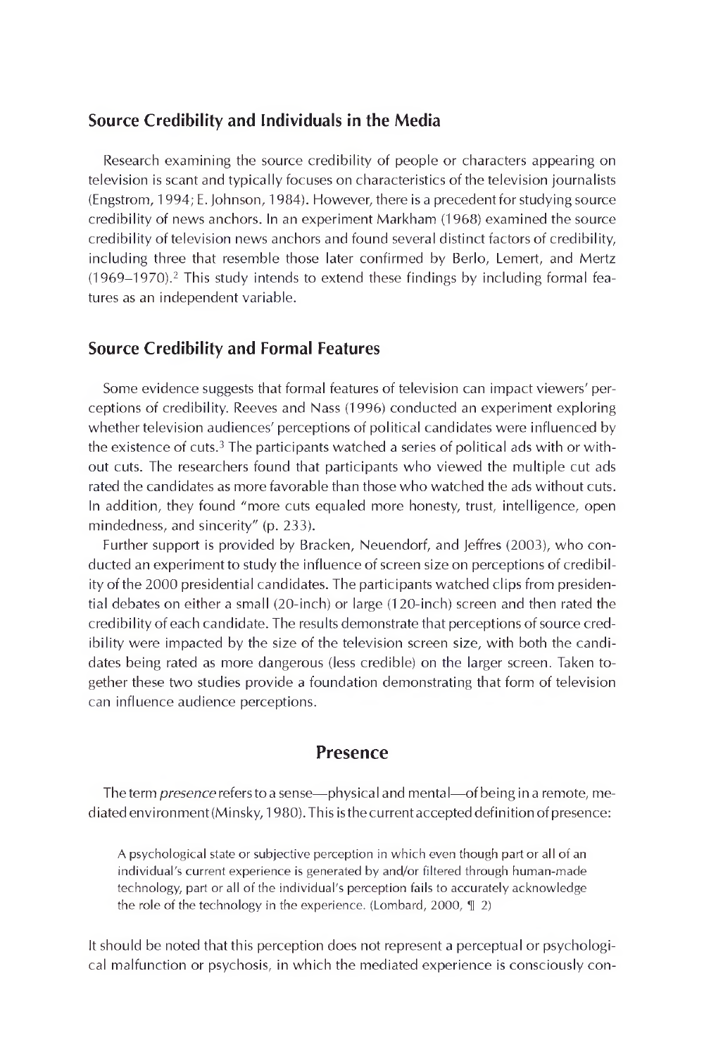## Source Credibility and Individuals in the Media

Research examining the source credibility of people or characters appearing on television is scant and typically focuses on characteristics of the television journalists (Engstrom, 1994; E. Johnson, 1984). However, there is a precedent for studying source credibility of news anchors. In an experiment Markham (1968) examined the source credibility of television news anchors and found several distinct factors of credibility, including three that resemble those later confirmed by Berlo, Lemert, and Mertz (1969–1970).[2] This study intends to extend these findings by including formal features as an independent variable.

## Source Credibility and Formal Features

Some evidence suggests that formal features of television can impact viewers' perceptions of credibility. Reeves and Nass (1996) conducted an experiment exploring whether television audiences' perceptions of political candidates were influenced by the existence of cuts.[3] The participants watched a series of political ads with or without cuts. The researchers found that participants who viewed the multiple cut ads rated the candidates as more favorable than those who watched the ads without cuts. In addition, they found "more cuts equaled more honesty, trust, intelligence, open mindedness, and sincerity" (p. 233).

Further support is provided by Bracken, Neuendorf, and Jeffres (2003), who conducted an experiment to study the influence of screen size on perceptions of credibility of the 2000 presidential candidates. The participants watched clips from presidential debates on either a small (20-inch) or large (120-inch) screen and then rated the credibility of each candidate. The results demonstrate that perceptions of source credibility were impacted by the size of the television screen size, with both the candidates being rated as more dangerous (less credible) on the larger screen. Taken together these two studies provide a foundation demonstrating that form of television can influence audience perceptions.

# Presence

The term *presence* refers to a sense—physical and mental—of being in a remote, mediated environment (Minsky, 1980). This is the current accepted definition of presence:

> A psychological state or subjective perception in which even though part or all of an individual's current experience is generated by and/or filtered through human-made technology, part or all of the individual's perception fails to accurately acknowledge the role of the technology in the experience. (Lombard, 2000, ¶ 2)

It should be noted that this perception does not represent a perceptual or psychological malfunction or psychosis, in which the mediated experience is consciously con-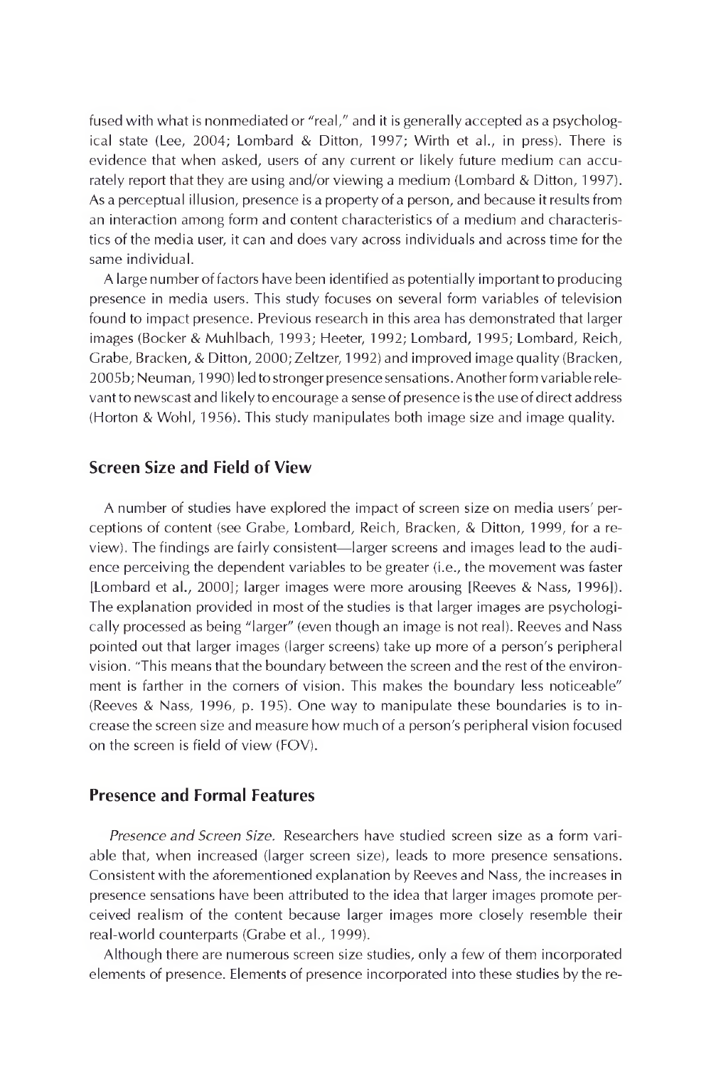fused with what is nonmediated or "real," and it is generally accepted as a psychological state (Lee, 2004; Lombard & Ditton, 1997; Wirth et al., in press). There is evidence that when asked, users of any current or likely future medium can accurately report that they are using and/or viewing a medium (Lombard & Ditton, 1997). As a perceptual illusion, presence is a property of a person, and because it results from an interaction among form and content characteristics of a medium and characteristics of the media user, it can and does vary across individuals and across time for the same individual.

A large number of factors have been identified as potentially important to producing presence in media users. This study focuses on several form variables of television found to impact presence. Previous research in this area has demonstrated that larger images (Bocker & Muhlbach, 1993; Heeter, 1992; Lombard, 1995; Lombard, Reich, Grabe, Bracken, & Ditton, 2000; Zeltzer, 1992) and improved image quality (Bracken, 2005b; Neuman, 1990) led to stronger presence sensations. Another form variable relevant to newscast and likely to encourage a sense of presence is the use of direct address (Horton & Wohl, 1956). This study manipulates both image size and image quality.

## Screen Size and Field of View

A number of studies have explored the impact of screen size on media users' perceptions of content (see Grabe, Lombard, Reich, Bracken, & Ditton, 1999, for a review). The findings are fairly consistent—larger screens and images lead to the audience perceiving the dependent variables to be greater (i.e., the movement was faster [Lombard et al., 2000]; larger images were more arousing [Reeves & Nass, 1996]). The explanation provided in most of the studies is that larger images are psychologically processed as being "larger" (even though an image is not real). Reeves and Nass pointed out that larger images (larger screens) take up more of a person's peripheral vision. "This means that the boundary between the screen and the rest of the environment is farther in the corners of vision. This makes the boundary less noticeable" (Reeves & Nass, 1996, p. 195). One way to manipulate these boundaries is to increase the screen size and measure how much of a person's peripheral vision focused on the screen is field of view (FOV).

## Presence and Formal Features

*Presence and Screen Size.* Researchers have studied screen size as a form variable that, when increased (larger screen size), leads to more presence sensations. Consistent with the aforementioned explanation by Reeves and Nass, the increases in presence sensations have been attributed to the idea that larger images promote perceived realism of the content because larger images more closely resemble their real-world counterparts (Grabe et al., 1999).

Although there are numerous screen size studies, only a few of them incorporated elements of presence. Elements of presence incorporated into these studies by the re-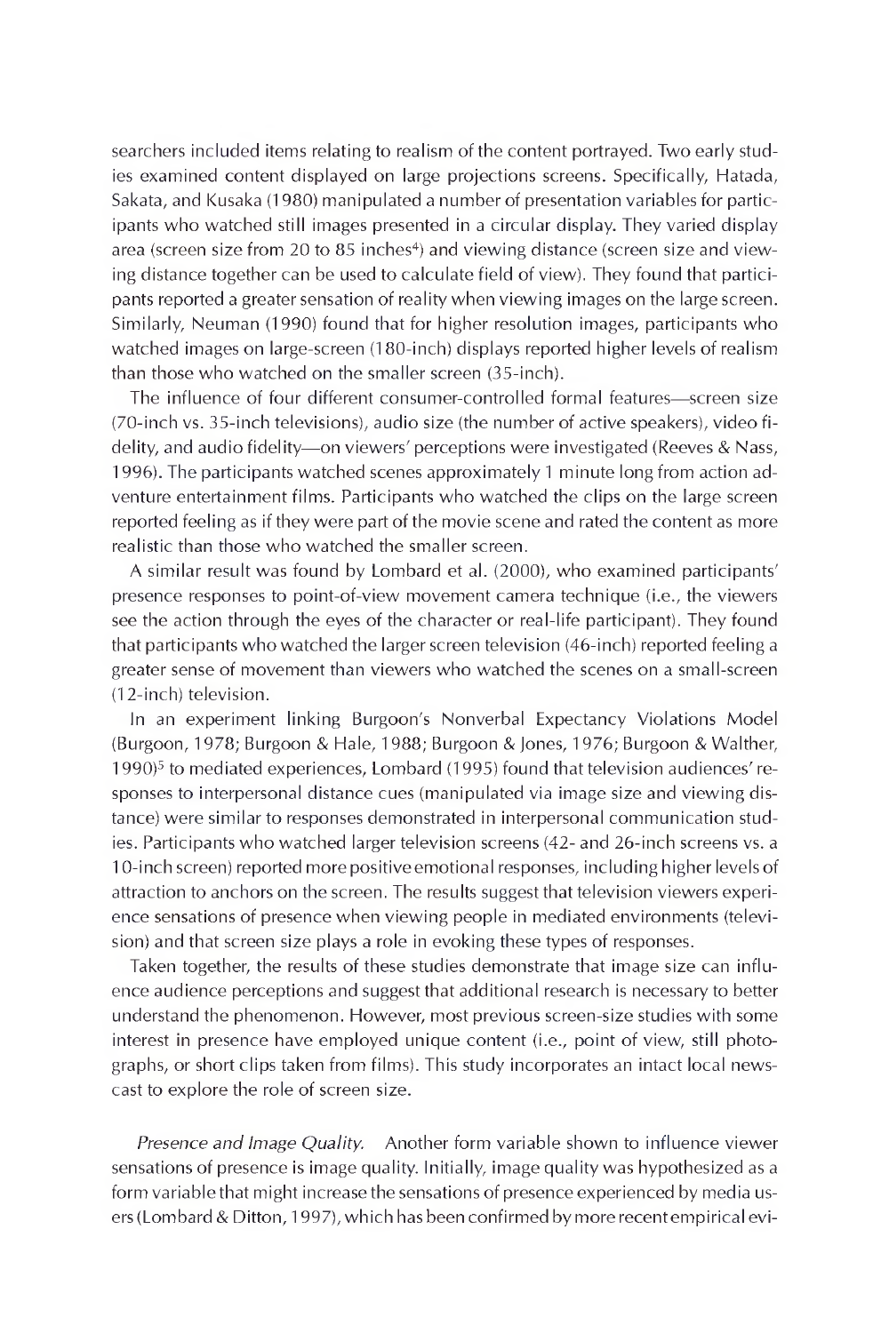searchers included items relating to realism of the content portrayed. Two early studies examined content displayed on large projections screens. Specifically, Hatada, Sakata, and Kusaka (1980) manipulated a number of presentation variables for participants who watched still images presented in a circular display. They varied display area (screen size from 20 to 85 inches[4]) and viewing distance (screen size and viewing distance together can be used to calculate field of view). They found that participants reported a greater sensation of reality when viewing images on the large screen. Similarly, Neuman (1990) found that for higher resolution images, participants who watched images on large-screen (180-inch) displays reported higher levels of realism than those who watched on the smaller screen (35-inch).

The influence of four different consumer-controlled formal features—screen size (70-inch vs. 35-inch televisions), audio size (the number of active speakers), video fidelity, and audio fidelity—on viewers' perceptions were investigated (Reeves & Nass, 1996). The participants watched scenes approximately 1 minute long from action adventure entertainment films. Participants who watched the clips on the large screen reported feeling as if they were part of the movie scene and rated the content as more realistic than those who watched the smaller screen.

A similar result was found by Lombard et al. (2000), who examined participants' presence responses to point-of-view movement camera technique (i.e., the viewers see the action through the eyes of the character or real-life participant). They found that participants who watched the larger screen television (46-inch) reported feeling a greater sense of movement than viewers who watched the scenes on a small-screen (12-inch) television.

In an experiment linking Burgoon's Nonverbal Expectancy Violations Model (Burgoon, 1978; Burgoon & Hale, 1988; Burgoon & Jones, 1976; Burgoon & Walther, 1990)[5] to mediated experiences, Lombard (1995) found that television audiences' responses to interpersonal distance cues (manipulated via image size and viewing distance) were similar to responses demonstrated in interpersonal communication studies. Participants who watched larger television screens (42- and 26-inch screens vs. a 10-inch screen) reported more positive emotional responses, including higher levels of attraction to anchors on the screen. The results suggest that television viewers experience sensations of presence when viewing people in mediated environments (television) and that screen size plays a role in evoking these types of responses.

Taken together, the results of these studies demonstrate that image size can influence audience perceptions and suggest that additional research is necessary to better understand the phenomenon. However, most previous screen-size studies with some interest in presence have employed unique content (i.e., point of view, still photographs, or short clips taken from films). This study incorporates an intact local newscast to explore the role of screen size.

*Presence and Image Quality.* Another form variable shown to influence viewer sensations of presence is image quality. Initially, image quality was hypothesized as a form variable that might increase the sensations of presence experienced by media users (Lombard & Ditton, 1997), which has been confirmed by more recent empirical evi-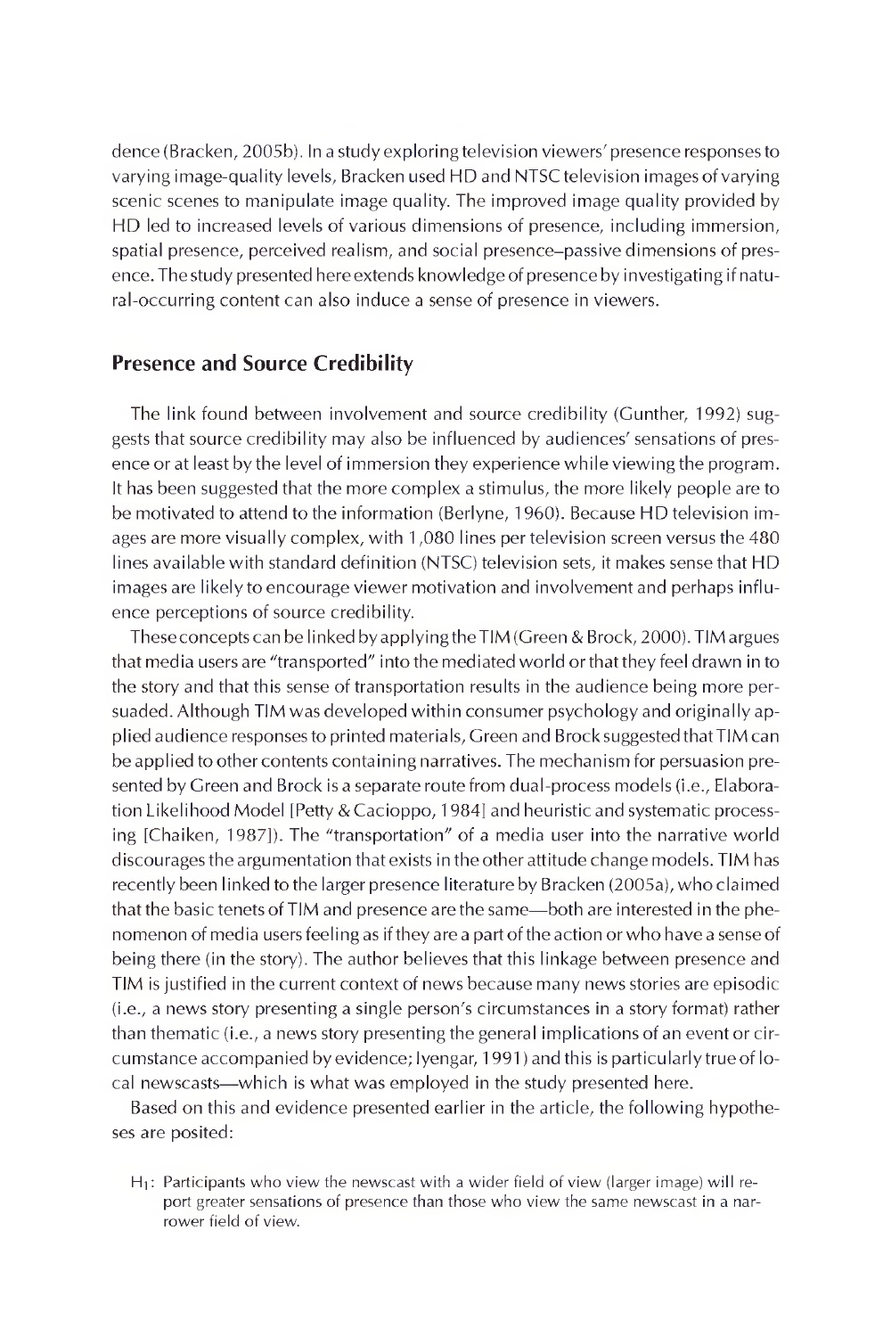dence (Bracken, 2005b). In a study exploring television viewers' presence responses to varying image-quality levels, Bracken used HD and NTSC television images of varying scenic scenes to manipulate image quality. The improved image quality provided by HD led to increased levels of various dimensions of presence, including immersion, spatial presence, perceived realism, and social presence–passive dimensions of presence. The study presented here extends knowledge of presence by investigating if natural-occurring content can also induce a sense of presence in viewers.

## Presence and Source Credibility

The link found between involvement and source credibility (Gunther, 1992) suggests that source credibility may also be influenced by audiences' sensations of presence or at least by the level of immersion they experience while viewing the program. It has been suggested that the more complex a stimulus, the more likely people are to be motivated to attend to the information (Berlyne, 1960). Because HD television images are more visually complex, with 1,080 lines per television screen versus the 480 lines available with standard definition (NTSC) television sets, it makes sense that HD images are likely to encourage viewer motivation and involvement and perhaps influence perceptions of source credibility.

These concepts can be linked by applying the TIM (Green & Brock, 2000). TIM argues that media users are "transported" into the mediated world or that they feel drawn in to the story and that this sense of transportation results in the audience being more persuaded. Although TIM was developed within consumer psychology and originally applied audience responses to printed materials, Green and Brock suggested that TIM can be applied to other contents containing narratives. The mechanism for persuasion presented by Green and Brock is a separate route from dual-process models (i.e., Elaboration Likelihood Model [Petty & Cacioppo, 1984] and heuristic and systematic processing [Chaiken, 1987]). The "transportation" of a media user into the narrative world discourages the argumentation that exists in the other attitude change models. TIM has recently been linked to the larger presence literature by Bracken (2005a), who claimed that the basic tenets of TIM and presence are the same—both are interested in the phenomenon of media users feeling as if they are a part of the action or who have a sense of being there (in the story). The author believes that this linkage between presence and TIM is justified in the current context of news because many news stories are episodic (i.e., a news story presenting a single person's circumstances in a story format) rather than thematic (i.e., a news story presenting the general implications of an event or circumstance accompanied by evidence; Iyengar, 1991) and this is particularly true of local newscasts—which is what was employed in the study presented here.

Based on this and evidence presented earlier in the article, the following hypotheses are posited:

> $H_1$: Participants who view the newscast with a wider field of view (larger image) will report greater sensations of presence than those who view the same newscast in a narrower field of view.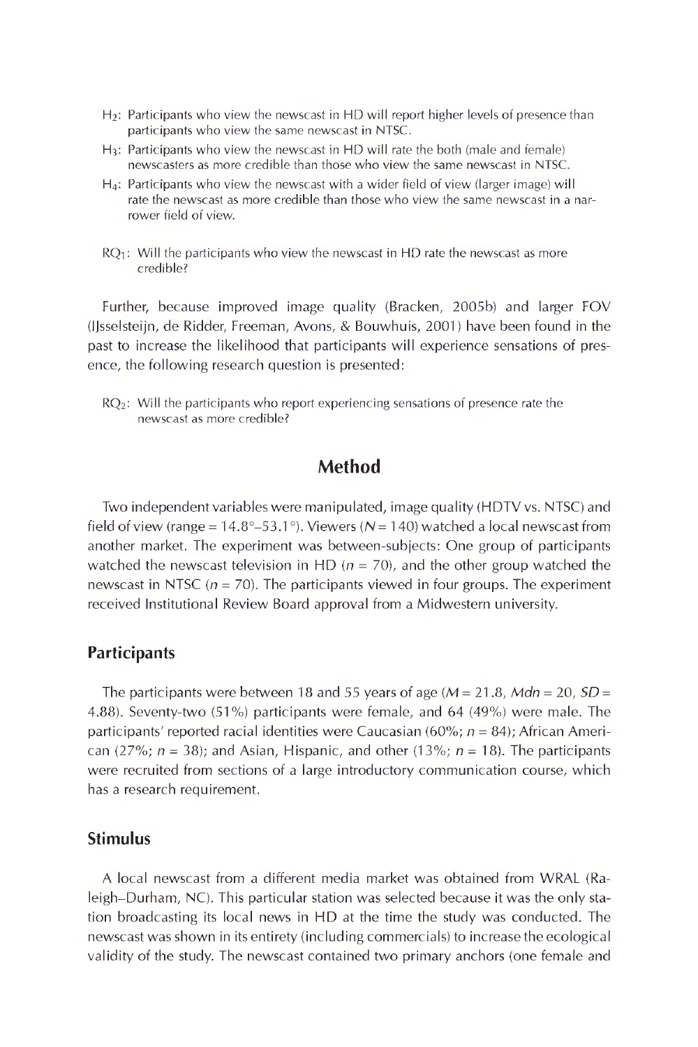$H_2$: Participants who view the newscast in HD will report higher levels of presence than participants who view the same newscast in NTSC.

$H_3$: Participants who view the newscast in HD will rate the both (male and female) newscasters as more credible than those who view the same newscast in NTSC.

$H_4$: Participants who view the newscast with a wider field of view (larger image) will rate the newscast as more credible than those who view the same newscast in a narrower field of view.

$RQ_1$: Will the participants who view the newscast in HD rate the newscast as more credible?

Further, because improved image quality (Bracken, 2005b) and larger FOV (IJsselsteijn, de Ridder, Freeman, Avons, & Bouwhuis, 2001) have been found in the past to increase the likelihood that participants will experience sensations of presence, the following research question is presented:

$RQ_2$: Will the participants who report experiencing sensations of presence rate the newscast as more credible?

## Method

Two independent variables were manipulated, image quality (HDTV vs. NTSC) and field of view (range = 14.8°–53.1°). Viewers ($N = 140$) watched a local newscast from another market. The experiment was between-subjects: One group of participants watched the newscast television in HD ($n = 70$), and the other group watched the newscast in NTSC ($n = 70$). The participants viewed in four groups. The experiment received Institutional Review Board approval from a Midwestern university.

### Participants

The participants were between 18 and 55 years of age ($M = 21.8$, $Mdn = 20$, $SD = 4.88$). Seventy-two (51%) participants were female, and 64 (49%) were male. The participants' reported racial identities were Caucasian (60%; $n = 84$); African American (27%; $n = 38$); and Asian, Hispanic, and other (13%; $n = 18$). The participants were recruited from sections of a large introductory communication course, which has a research requirement.

### Stimulus

A local newscast from a different media market was obtained from WRAL (Raleigh–Durham, NC). This particular station was selected because it was the only station broadcasting its local news in HD at the time the study was conducted. The newscast was shown in its entirety (including commercials) to increase the ecological validity of the study. The newscast contained two primary anchors (one female and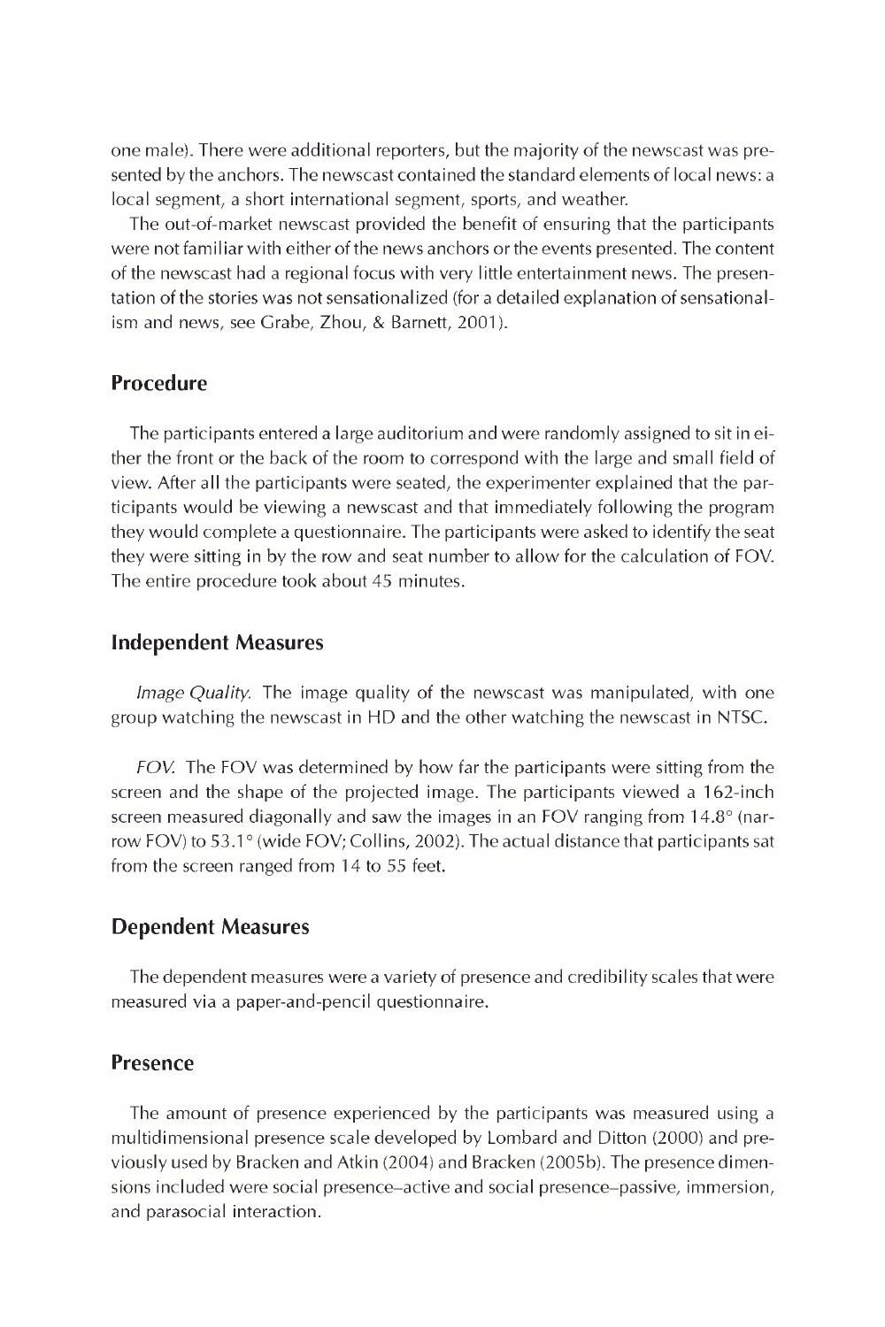one male). There were additional reporters, but the majority of the newscast was presented by the anchors. The newscast contained the standard elements of local news: a local segment, a short international segment, sports, and weather.

The out-of-market newscast provided the benefit of ensuring that the participants were not familiar with either of the news anchors or the events presented. The content of the newscast had a regional focus with very little entertainment news. The presentation of the stories was not sensationalized (for a detailed explanation of sensationalism and news, see Grabe, Zhou, & Barnett, 2001).

## Procedure

The participants entered a large auditorium and were randomly assigned to sit in either the front or the back of the room to correspond with the large and small field of view. After all the participants were seated, the experimenter explained that the participants would be viewing a newscast and that immediately following the program they would complete a questionnaire. The participants were asked to identify the seat they were sitting in by the row and seat number to allow for the calculation of FOV. The entire procedure took about 45 minutes.

## Independent Measures

*Image Quality.* The image quality of the newscast was manipulated, with one group watching the newscast in HD and the other watching the newscast in NTSC.

*FOV.* The FOV was determined by how far the participants were sitting from the screen and the shape of the projected image. The participants viewed a 162-inch screen measured diagonally and saw the images in an FOV ranging from 14.8° (narrow FOV) to 53.1° (wide FOV; Collins, 2002). The actual distance that participants sat from the screen ranged from 14 to 55 feet.

## Dependent Measures

The dependent measures were a variety of presence and credibility scales that were measured via a paper-and-pencil questionnaire.

## Presence

The amount of presence experienced by the participants was measured using a multidimensional presence scale developed by Lombard and Ditton (2000) and previously used by Bracken and Atkin (2004) and Bracken (2005b). The presence dimensions included were social presence–active and social presence–passive, immersion, and parasocial interaction.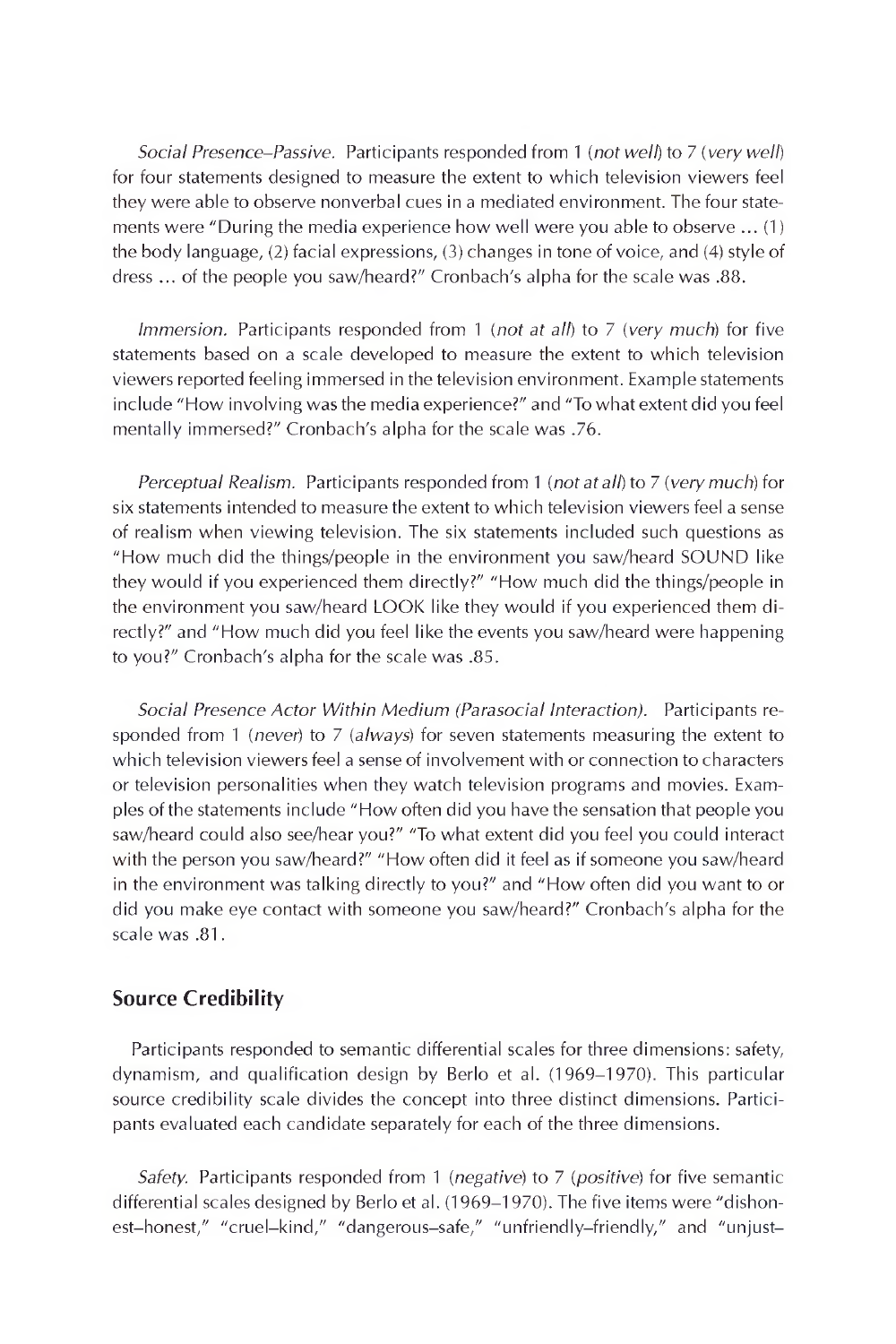*Social Presence–Passive.* Participants responded from 1 (*not well*) to 7 (*very well*) for four statements designed to measure the extent to which television viewers feel they were able to observe nonverbal cues in a mediated environment. The four statements were "During the media experience how well were you able to observe ... (1) the body language, (2) facial expressions, (3) changes in tone of voice, and (4) style of dress ... of the people you saw/heard?" Cronbach's alpha for the scale was .88.

*Immersion.* Participants responded from 1 (*not at all*) to 7 (*very much*) for five statements based on a scale developed to measure the extent to which television viewers reported feeling immersed in the television environment. Example statements include "How involving was the media experience?" and "To what extent did you feel mentally immersed?" Cronbach's alpha for the scale was .76.

*Perceptual Realism.* Participants responded from 1 (*not at all*) to 7 (*very much*) for six statements intended to measure the extent to which television viewers feel a sense of realism when viewing television. The six statements included such questions as "How much did the things/people in the environment you saw/heard SOUND like they would if you experienced them directly?" "How much did the things/people in the environment you saw/heard LOOK like they would if you experienced them directly?" and "How much did you feel like the events you saw/heard were happening to you?" Cronbach's alpha for the scale was .85.

*Social Presence Actor Within Medium (Parasocial Interaction).* Participants responded from 1 (*never*) to 7 (*always*) for seven statements measuring the extent to which television viewers feel a sense of involvement with or connection to characters or television personalities when they watch television programs and movies. Examples of the statements include "How often did you have the sensation that people you saw/heard could also see/hear you?" "To what extent did you feel you could interact with the person you saw/heard?" "How often did it feel as if someone you saw/heard in the environment was talking directly to you?" and "How often did you want to or did you make eye contact with someone you saw/heard?" Cronbach's alpha for the scale was .81.

## Source Credibility

Participants responded to semantic differential scales for three dimensions: safety, dynamism, and qualification design by Berlo et al. (1969–1970). This particular source credibility scale divides the concept into three distinct dimensions. Participants evaluated each candidate separately for each of the three dimensions.

*Safety.* Participants responded from 1 (*negative*) to 7 (*positive*) for five semantic differential scales designed by Berlo et al. (1969–1970). The five items were "dishonest–honest," "cruel–kind," "dangerous–safe," "unfriendly–friendly," and "unjust–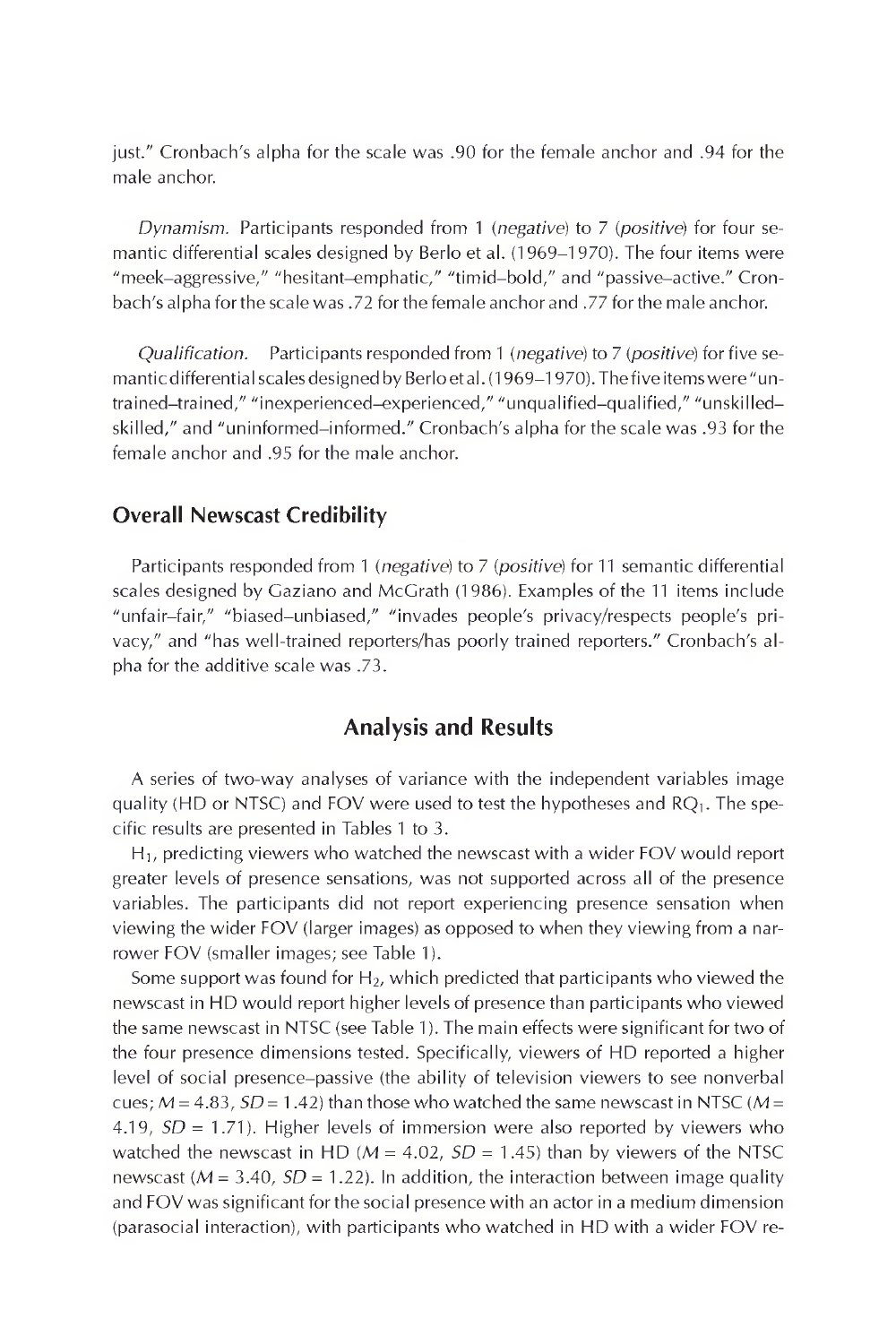just." Cronbach's alpha for the scale was .90 for the female anchor and .94 for the male anchor.

*Dynamism.* Participants responded from 1 (*negative*) to 7 (*positive*) for four semantic differential scales designed by Berlo et al. (1969–1970). The four items were "meek–aggressive," "hesitant–emphatic," "timid–bold," and "passive–active." Cronbach's alpha for the scale was .72 for the female anchor and .77 for the male anchor.

*Qualification.* Participants responded from 1 (*negative*) to 7 (*positive*) for five semantic differential scales designed by Berlo et al. (1969–1970). The five items were "untrained–trained," "inexperienced–experienced," "unqualified–qualified," "unskilled–skilled," and "uninformed–informed." Cronbach's alpha for the scale was .93 for the female anchor and .95 for the male anchor.

### Overall Newscast Credibility

Participants responded from 1 (*negative*) to 7 (*positive*) for 11 semantic differential scales designed by Gaziano and McGrath (1986). Examples of the 11 items include "unfair–fair," "biased–unbiased," "invades people's privacy/respects people's privacy," and "has well-trained reporters/has poorly trained reporters." Cronbach's alpha for the additive scale was .73.

## Analysis and Results

A series of two-way analyses of variance with the independent variables image quality (HD or NTSC) and FOV were used to test the hypotheses and $RQ_1$. The specific results are presented in Tables 1 to 3.

$H_1$, predicting viewers who watched the newscast with a wider FOV would report greater levels of presence sensations, was not supported across all of the presence variables. The participants did not report experiencing presence sensation when viewing the wider FOV (larger images) as opposed to when they viewing from a narrower FOV (smaller images; see Table 1).

Some support was found for $H_2$, which predicted that participants who viewed the newscast in HD would report higher levels of presence than participants who viewed the same newscast in NTSC (see Table 1). The main effects were significant for two of the four presence dimensions tested. Specifically, viewers of HD reported a higher level of social presence–passive (the ability of television viewers to see nonverbal cues; $M = 4.83$, $SD = 1.42$) than those who watched the same newscast in NTSC ($M = 4.19$, $SD = 1.71$). Higher levels of immersion were also reported by viewers who watched the newscast in HD ($M = 4.02$, $SD = 1.45$) than by viewers of the NTSC newscast ($M = 3.40$, $SD = 1.22$). In addition, the interaction between image quality and FOV was significant for the social presence with an actor in a medium dimension (parasocial interaction), with participants who watched in HD with a wider FOV re-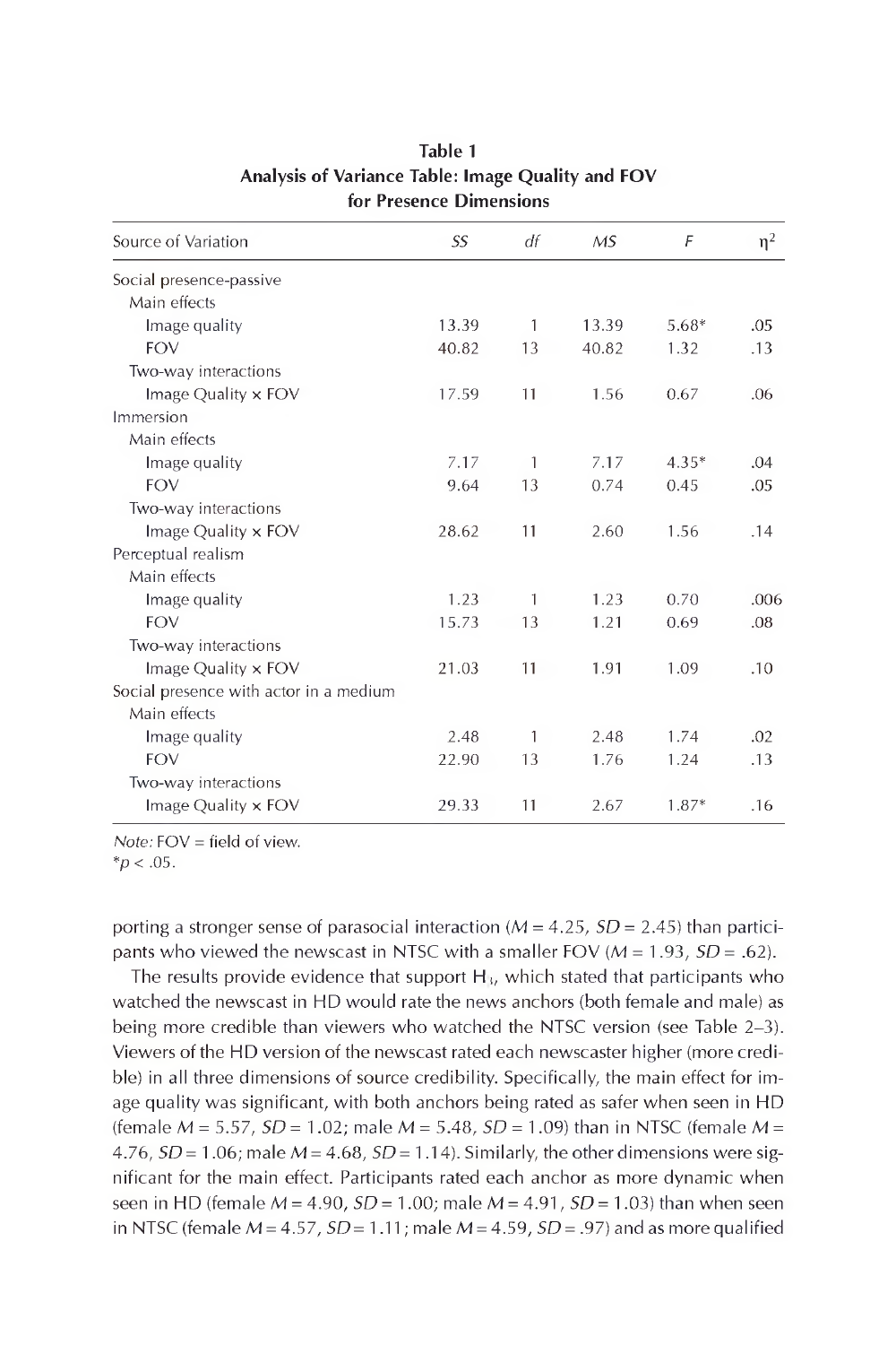**Table 1**
**Analysis of Variance Table: Image Quality and FOV for Presence Dimensions**

| Source of Variation | *SS* | *df* | *MS* | *F* | $\eta^2$ |
|---|---|---|---|---|---|
| Social presence-passive | | | | | |
| Main effects | | | | | |
| Image quality | 13.39 | 1 | 13.39 | 5.68* | .05 |
| FOV | 40.82 | 13 | 40.82 | 1.32 | .13 |
| Two-way interactions | | | | | |
| Image Quality × FOV | 17.59 | 11 | 1.56 | 0.67 | .06 |
| Immersion | | | | | |
| Main effects | | | | | |
| Image quality | 7.17 | 1 | 7.17 | 4.35* | .04 |
| FOV | 9.64 | 13 | 0.74 | 0.45 | .05 |
| Two-way interactions | | | | | |
| Image Quality × FOV | 28.62 | 11 | 2.60 | 1.56 | .14 |
| Perceptual realism | | | | | |
| Main effects | | | | | |
| Image quality | 1.23 | 1 | 1.23 | 0.70 | .006 |
| FOV | 15.73 | 13 | 1.21 | 0.69 | .08 |
| Two-way interactions | | | | | |
| Image Quality × FOV | 21.03 | 11 | 1.91 | 1.09 | .10 |
| Social presence with actor in a medium | | | | | |
| Main effects | | | | | |
| Image quality | 2.48 | 1 | 2.48 | 1.74 | .02 |
| FOV | 22.90 | 13 | 1.76 | 1.24 | .13 |
| Two-way interactions | | | | | |
| Image Quality × FOV | 29.33 | 11 | 2.67 | 1.87* | .16 |

*Note:* FOV = field of view.
$*p < .05$.

porting a stronger sense of parasocial interaction ($M = 4.25$, $SD = 2.45$) than participants who viewed the newscast in NTSC with a smaller FOV ($M = 1.93$, $SD = .62$).

The results provide evidence that support $H_3$, which stated that participants who watched the newscast in HD would rate the news anchors (both female and male) as being more credible than viewers who watched the NTSC version (see Table 2–3). Viewers of the HD version of the newscast rated each newscaster higher (more credible) in all three dimensions of source credibility. Specifically, the main effect for image quality was significant, with both anchors being rated as safer when seen in HD (female $M = 5.57$, $SD = 1.02$; male $M = 5.48$, $SD = 1.09$) than in NTSC (female $M = 4.76$, $SD = 1.06$; male $M = 4.68$, $SD = 1.14$). Similarly, the other dimensions were significant for the main effect. Participants rated each anchor as more dynamic when seen in HD (female $M = 4.90$, $SD = 1.00$; male $M = 4.91$, $SD = 1.03$) than when seen in NTSC (female $M = 4.57$, $SD = 1.11$; male $M = 4.59$, $SD = .97$) and as more qualified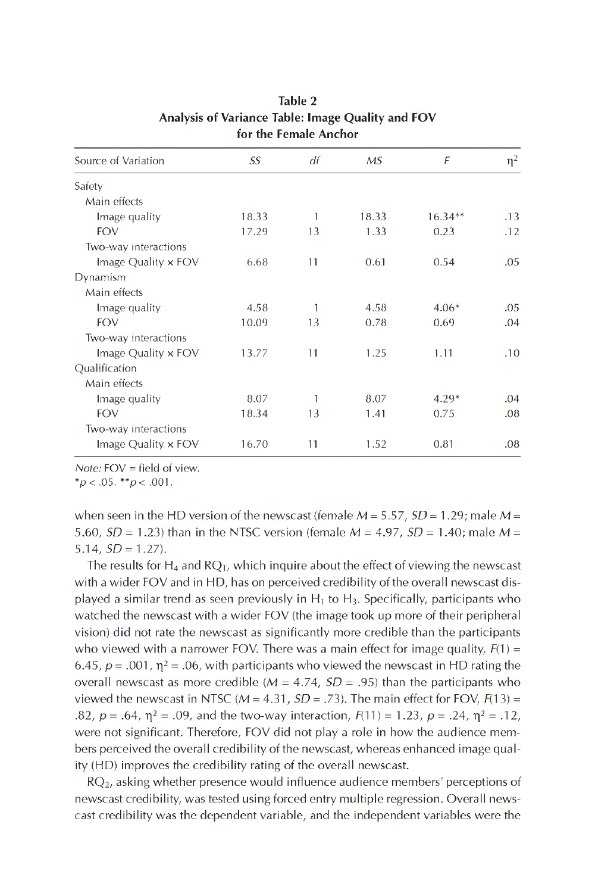**Table 2**
**Analysis of Variance Table: Image Quality and FOV for the Female Anchor**

| Source of Variation | *SS* | *df* | *MS* | *F* | $\eta^2$ |
|---|---|---|---|---|---|
| Safety | | | | | |
| Main effects | | | | | |
| Image quality | 18.33 | 1 | 18.33 | 16.34** | .13 |
| FOV | 17.29 | 13 | 1.33 | 0.23 | .12 |
| Two-way interactions | | | | | |
| Image Quality × FOV | 6.68 | 11 | 0.61 | 0.54 | .05 |
| Dynamism | | | | | |
| Main effects | | | | | |
| Image quality | 4.58 | 1 | 4.58 | 4.06* | .05 |
| FOV | 10.09 | 13 | 0.78 | 0.69 | .04 |
| Two-way interactions | | | | | |
| Image Quality × FOV | 13.77 | 11 | 1.25 | 1.11 | .10 |
| Qualification | | | | | |
| Main effects | | | | | |
| Image quality | 8.07 | 1 | 8.07 | 4.29* | .04 |
| FOV | 18.34 | 13 | 1.41 | 0.75 | .08 |
| Two-way interactions | | | | | |
| Image Quality × FOV | 16.70 | 11 | 1.52 | 0.81 | .08 |

*Note:* FOV = field of view.
$^*p < .05$. $^{**}p < .001$.

when seen in the HD version of the newscast (female $M = 5.57$, $SD = 1.29$; male $M = 5.60$, $SD = 1.23$) than in the NTSC version (female $M = 4.97$, $SD = 1.40$; male $M = 5.14$, $SD = 1.27$).

The results for $H_4$ and $RQ_1$, which inquire about the effect of viewing the newscast with a wider FOV and in HD, has on perceived credibility of the overall newscast displayed a similar trend as seen previously in $H_1$ to $H_3$. Specifically, participants who watched the newscast with a wider FOV (the image took up more of their peripheral vision) did not rate the newscast as significantly more credible than the participants who viewed with a narrower FOV. There was a main effect for image quality, $F(1) = 6.45$, $p = .001$, $\eta^2 = .06$, with participants who viewed the newscast in HD rating the overall newscast as more credible ($M = 4.74$, $SD = .95$) than the participants who viewed the newscast in NTSC ($M = 4.31$, $SD = .73$). The main effect for FOV, $F(13) = .82$, $p = .64$, $\eta^2 = .09$, and the two-way interaction, $F(11) = 1.23$, $p = .24$, $\eta^2 = .12$, were not significant. Therefore, FOV did not play a role in how the audience members perceived the overall credibility of the newscast, whereas enhanced image quality (HD) improves the credibility rating of the overall newscast.

$RQ_2$, asking whether presence would influence audience members' perceptions of newscast credibility, was tested using forced entry multiple regression. Overall newscast credibility was the dependent variable, and the independent variables were the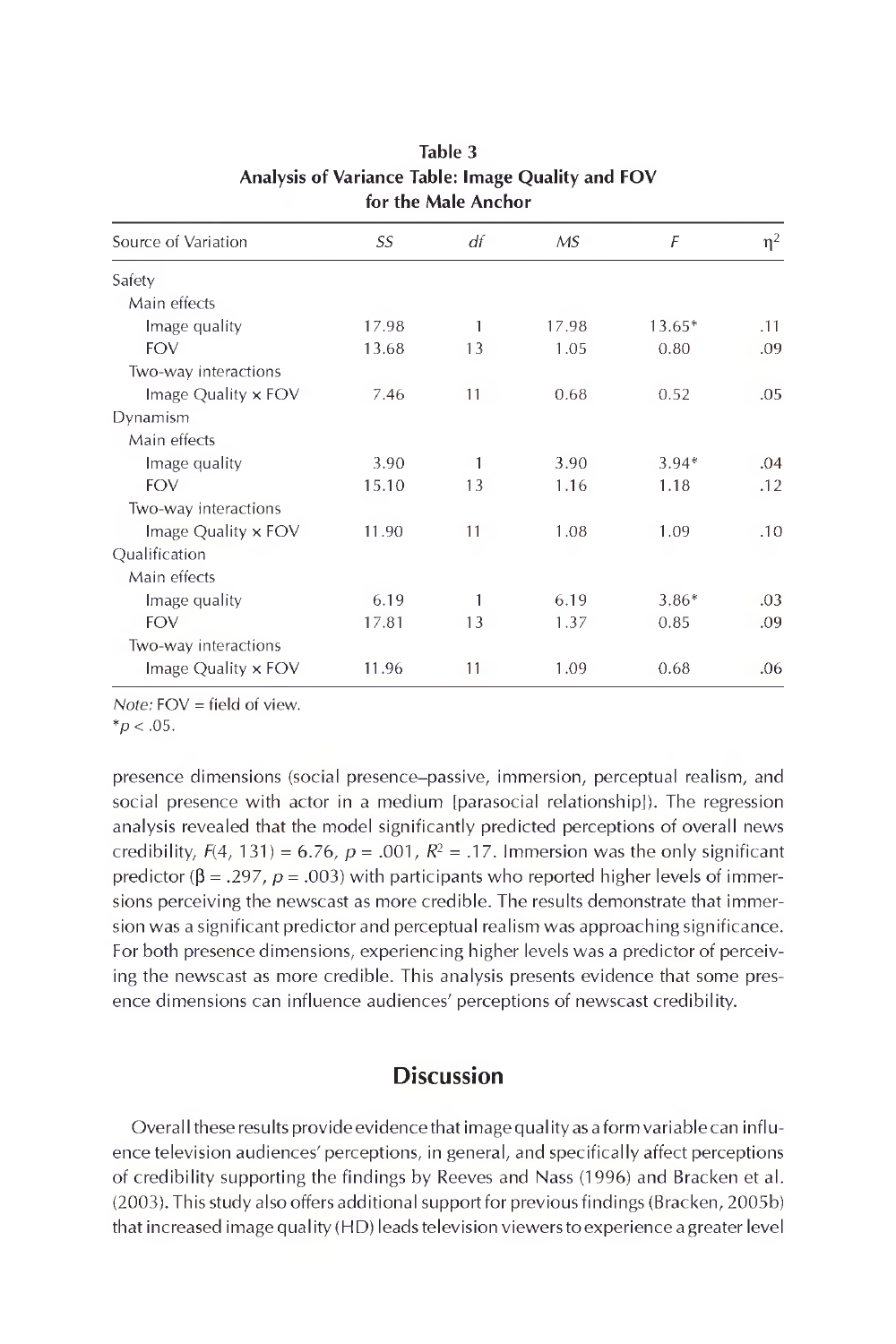**Table 3**
**Analysis of Variance Table: Image Quality and FOV for the Male Anchor**

| Source of Variation | *SS* | *df* | *MS* | *F* | $\eta^2$ |
|---|---|---|---|---|---|
| Safety | | | | | |
| Main effects | | | | | |
| Image quality | 17.98 | 1 | 17.98 | 13.65* | .11 |
| FOV | 13.68 | 13 | 1.05 | 0.80 | .09 |
| Two-way interactions | | | | | |
| Image Quality × FOV | 7.46 | 11 | 0.68 | 0.52 | .05 |
| Dynamism | | | | | |
| Main effects | | | | | |
| Image quality | 3.90 | 1 | 3.90 | 3.94* | .04 |
| FOV | 15.10 | 13 | 1.16 | 1.18 | .12 |
| Two-way interactions | | | | | |
| Image Quality × FOV | 11.90 | 11 | 1.08 | 1.09 | .10 |
| Qualification | | | | | |
| Main effects | | | | | |
| Image quality | 6.19 | 1 | 6.19 | 3.86* | .03 |
| FOV | 17.81 | 13 | 1.37 | 0.85 | .09 |
| Two-way interactions | | | | | |
| Image Quality × FOV | 11.96 | 11 | 1.09 | 0.68 | .06 |

*Note:* FOV = field of view.
$^*p < .05$.

presence dimensions (social presence–passive, immersion, perceptual realism, and social presence with actor in a medium [parasocial relationship]). The regression analysis revealed that the model significantly predicted perceptions of overall news credibility, $F(4, 131) = 6.76$, $p = .001$, $R^2 = .17$. Immersion was the only significant predictor ($\beta = .297$, $p = .003$) with participants who reported higher levels of immersions perceiving the newscast as more credible. The results demonstrate that immersion was a significant predictor and perceptual realism was approaching significance. For both presence dimensions, experiencing higher levels was a predictor of perceiving the newscast as more credible. This analysis presents evidence that some presence dimensions can influence audiences' perceptions of newscast credibility.

## Discussion

Overall these results provide evidence that image quality as a form variable can influence television audiences' perceptions, in general, and specifically affect perceptions of credibility supporting the findings by Reeves and Nass (1996) and Bracken et al. (2003). This study also offers additional support for previous findings (Bracken, 2005b) that increased image quality (HD) leads television viewers to experience a greater level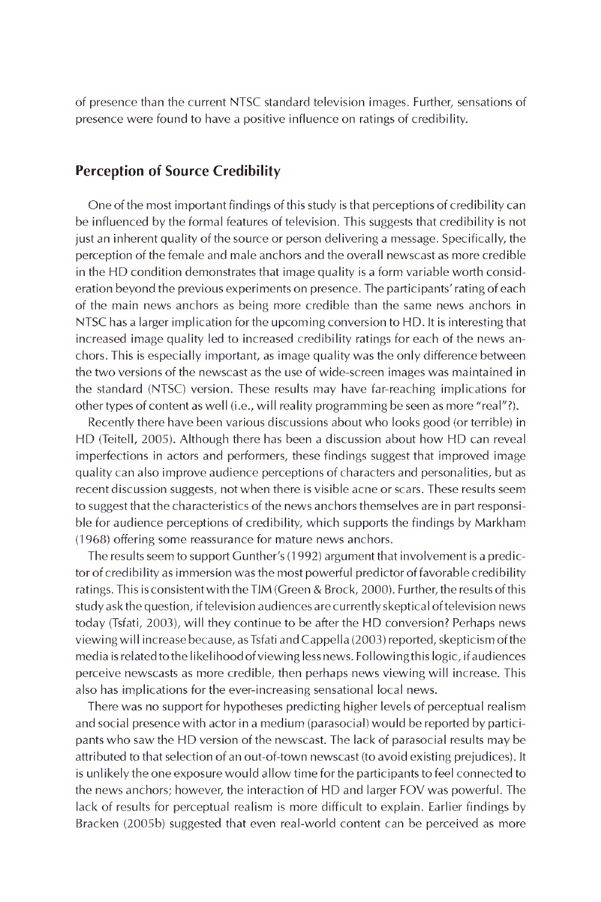of presence than the current NTSC standard television images. Further, sensations of presence were found to have a positive influence on ratings of credibility.

## Perception of Source Credibility

One of the most important findings of this study is that perceptions of credibility can be influenced by the formal features of television. This suggests that credibility is not just an inherent quality of the source or person delivering a message. Specifically, the perception of the female and male anchors and the overall newscast as more credible in the HD condition demonstrates that image quality is a form variable worth consideration beyond the previous experiments on presence. The participants' rating of each of the main news anchors as being more credible than the same news anchors in NTSC has a larger implication for the upcoming conversion to HD. It is interesting that increased image quality led to increased credibility ratings for each of the news anchors. This is especially important, as image quality was the only difference between the two versions of the newscast as the use of wide-screen images was maintained in the standard (NTSC) version. These results may have far-reaching implications for other types of content as well (i.e., will reality programming be seen as more "real"?).

Recently there have been various discussions about who looks good (or terrible) in HD (Teitell, 2005). Although there has been a discussion about how HD can reveal imperfections in actors and performers, these findings suggest that improved image quality can also improve audience perceptions of characters and personalities, but as recent discussion suggests, not when there is visible acne or scars. These results seem to suggest that the characteristics of the news anchors themselves are in part responsible for audience perceptions of credibility, which supports the findings by Markham (1968) offering some reassurance for mature news anchors.

The results seem to support Gunther's (1992) argument that involvement is a predictor of credibility as immersion was the most powerful predictor of favorable credibility ratings. This is consistent with the TIM (Green & Brock, 2000). Further, the results of this study ask the question, if television audiences are currently skeptical of television news today (Tsfati, 2003), will they continue to be after the HD conversion? Perhaps news viewing will increase because, as Tsfati and Cappella (2003) reported, skepticism of the media is related to the likelihood of viewing less news. Following this logic, if audiences perceive newscasts as more credible, then perhaps news viewing will increase. This also has implications for the ever-increasing sensational local news.

There was no support for hypotheses predicting higher levels of perceptual realism and social presence with actor in a medium (parasocial) would be reported by participants who saw the HD version of the newscast. The lack of parasocial results may be attributed to that selection of an out-of-town newscast (to avoid existing prejudices). It is unlikely the one exposure would allow time for the participants to feel connected to the news anchors; however, the interaction of HD and larger FOV was powerful. The lack of results for perceptual realism is more difficult to explain. Earlier findings by Bracken (2005b) suggested that even real-world content can be perceived as more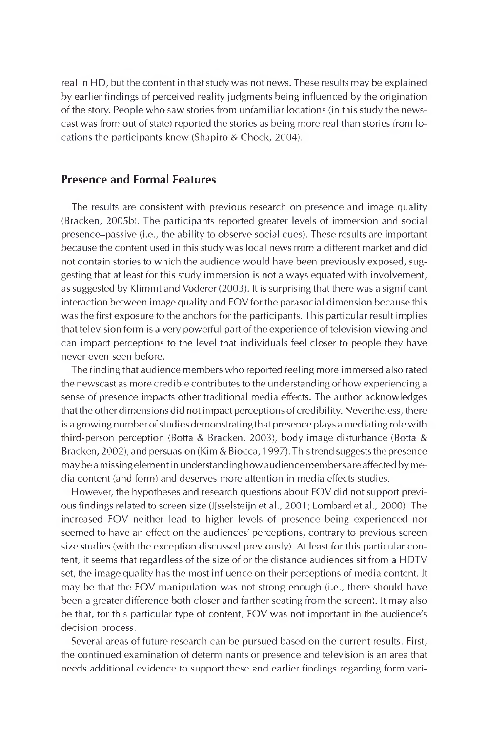real in HD, but the content in that study was not news. These results may be explained by earlier findings of perceived reality judgments being influenced by the origination of the story. People who saw stories from unfamiliar locations (in this study the newscast was from out of state) reported the stories as being more real than stories from locations the participants knew (Shapiro & Chock, 2004).

## Presence and Formal Features

The results are consistent with previous research on presence and image quality (Bracken, 2005b). The participants reported greater levels of immersion and social presence–passive (i.e., the ability to observe social cues). These results are important because the content used in this study was local news from a different market and did not contain stories to which the audience would have been previously exposed, suggesting that at least for this study immersion is not always equated with involvement, as suggested by Klimmt and Voderer (2003). It is surprising that there was a significant interaction between image quality and FOV for the parasocial dimension because this was the first exposure to the anchors for the participants. This particular result implies that television form is a very powerful part of the experience of television viewing and can impact perceptions to the level that individuals feel closer to people they have never even seen before.

The finding that audience members who reported feeling more immersed also rated the newscast as more credible contributes to the understanding of how experiencing a sense of presence impacts other traditional media effects. The author acknowledges that the other dimensions did not impact perceptions of credibility. Nevertheless, there is a growing number of studies demonstrating that presence plays a mediating role with third-person perception (Botta & Bracken, 2003), body image disturbance (Botta & Bracken, 2002), and persuasion (Kim & Biocca, 1997). This trend suggests the presence may be a missing element in understanding how audience members are affected by media content (and form) and deserves more attention in media effects studies.

However, the hypotheses and research questions about FOV did not support previous findings related to screen size (IJsselsteijn et al., 2001; Lombard et al., 2000). The increased FOV neither lead to higher levels of presence being experienced nor seemed to have an effect on the audiences' perceptions, contrary to previous screen size studies (with the exception discussed previously). At least for this particular content, it seems that regardless of the size of or the distance audiences sit from a HDTV set, the image quality has the most influence on their perceptions of media content. It may be that the FOV manipulation was not strong enough (i.e., there should have been a greater difference both closer and farther seating from the screen). It may also be that, for this particular type of content, FOV was not important in the audience's decision process.

Several areas of future research can be pursued based on the current results. First, the continued examination of determinants of presence and television is an area that needs additional evidence to support these and earlier findings regarding form vari-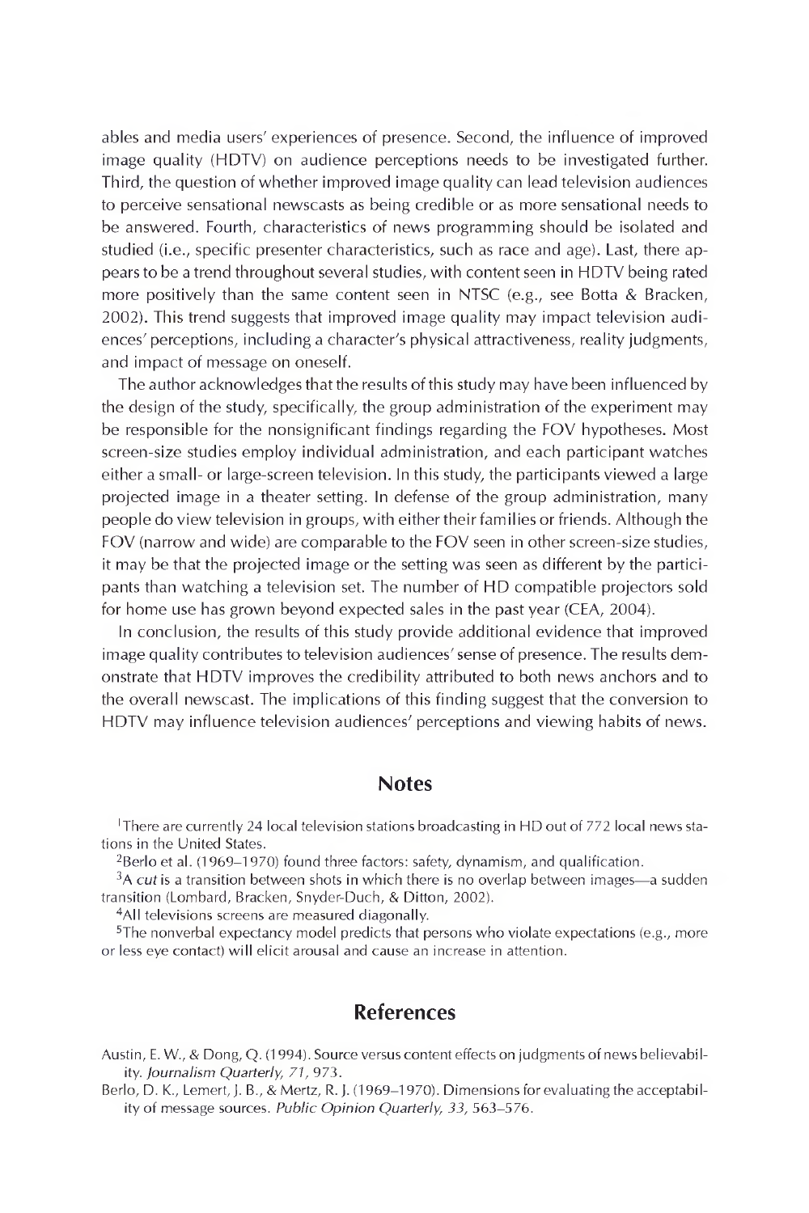ables and media users' experiences of presence. Second, the influence of improved image quality (HDTV) on audience perceptions needs to be investigated further. Third, the question of whether improved image quality can lead television audiences to perceive sensational newscasts as being credible or as more sensational needs to be answered. Fourth, characteristics of news programming should be isolated and studied (i.e., specific presenter characteristics, such as race and age). Last, there appears to be a trend throughout several studies, with content seen in HDTV being rated more positively than the same content seen in NTSC (e.g., see Botta & Bracken, 2002). This trend suggests that improved image quality may impact television audiences' perceptions, including a character's physical attractiveness, reality judgments, and impact of message on oneself.

The author acknowledges that the results of this study may have been influenced by the design of the study, specifically, the group administration of the experiment may be responsible for the nonsignificant findings regarding the FOV hypotheses. Most screen-size studies employ individual administration, and each participant watches either a small- or large-screen television. In this study, the participants viewed a large projected image in a theater setting. In defense of the group administration, many people do view television in groups, with either their families or friends. Although the FOV (narrow and wide) are comparable to the FOV seen in other screen-size studies, it may be that the projected image or the setting was seen as different by the participants than watching a television set. The number of HD compatible projectors sold for home use has grown beyond expected sales in the past year (CEA, 2004).

In conclusion, the results of this study provide additional evidence that improved image quality contributes to television audiences' sense of presence. The results demonstrate that HDTV improves the credibility attributed to both news anchors and to the overall newscast. The implications of this finding suggest that the conversion to HDTV may influence television audiences' perceptions and viewing habits of news.

## Notes

[1]There are currently 24 local television stations broadcasting in HD out of 772 local news stations in the United States.

[2]Berlo et al. (1969–1970) found three factors: safety, dynamism, and qualification.

[3]A *cut* is a transition between shots in which there is no overlap between images—a sudden transition (Lombard, Bracken, Snyder-Duch, & Ditton, 2002).

[4]All televisions screens are measured diagonally.

[5]The nonverbal expectancy model predicts that persons who violate expectations (e.g., more or less eye contact) will elicit arousal and cause an increase in attention.

## References

Austin, E. W., & Dong, Q. (1994). Source versus content effects on judgments of news believability. *Journalism Quarterly, 71*, 973.

Berlo, D. K., Lemert, J. B., & Mertz, R. J. (1969–1970). Dimensions for evaluating the acceptability of message sources. *Public Opinion Quarterly, 33*, 563–576.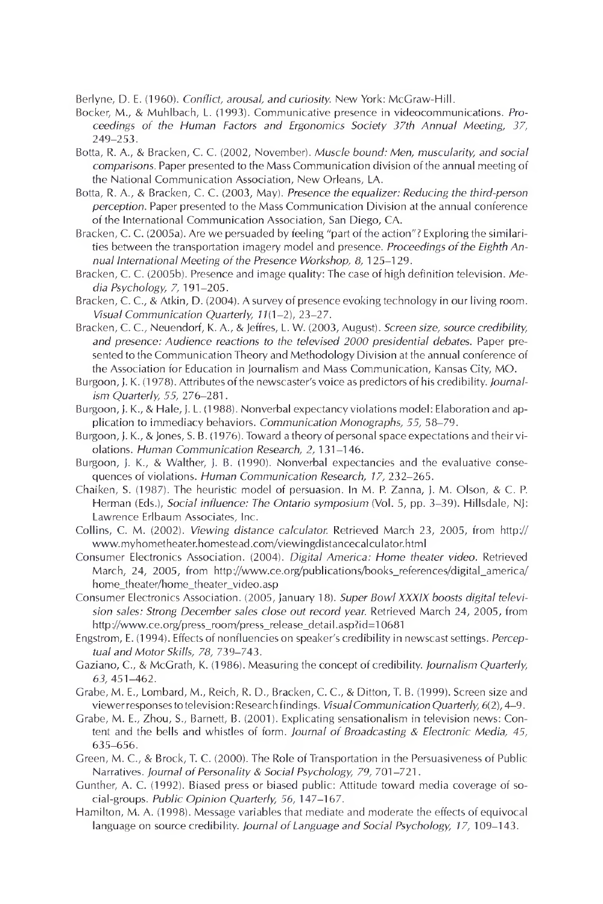Berlyne, D. E. (1960). *Conflict, arousal, and curiosity.* New York: McGraw-Hill.

Bocker, M., & Muhlbach, L. (1993). Communicative presence in videocommunications. *Proceedings of the Human Factors and Ergonomics Society 37th Annual Meeting, 37,* 249–253.

Botta, R. A., & Bracken, C. C. (2002, November). *Muscle bound: Men, muscularity, and social comparisons.* Paper presented to the Mass Communication division of the annual meeting of the National Communication Association, New Orleans, LA.

Botta, R. A., & Bracken, C. C. (2003, May). *Presence the equalizer: Reducing the third-person perception.* Paper presented to the Mass Communication Division at the annual conference of the International Communication Association, San Diego, CA.

Bracken, C. C. (2005a). Are we persuaded by feeling "part of the action"? Exploring the similarities between the transportation imagery model and presence. *Proceedings of the Eighth Annual International Meeting of the Presence Workshop, 8,* 125–129.

Bracken, C. C. (2005b). Presence and image quality: The case of high definition television. *Media Psychology, 7,* 191–205.

Bracken, C. C., & Atkin, D. (2004). A survey of presence evoking technology in our living room. *Visual Communication Quarterly, 11*(1–2), 23–27.

Bracken, C. C., Neuendorf, K. A., & Jeffres, L. W. (2003, August). *Screen size, source credibility, and presence: Audience reactions to the televised 2000 presidential debates.* Paper presented to the Communication Theory and Methodology Division at the annual conference of the Association for Education in Journalism and Mass Communication, Kansas City, MO.

Burgoon, J. K. (1978). Attributes of the newscaster's voice as predictors of his credibility. *Journalism Quarterly, 55,* 276–281.

Burgoon, J. K., & Hale, J. L. (1988). Nonverbal expectancy violations model: Elaboration and application to immediacy behaviors. *Communication Monographs, 55,* 58–79.

Burgoon, J. K., & Jones, S. B. (1976). Toward a theory of personal space expectations and their violations. *Human Communication Research, 2,* 131–146.

Burgoon, J. K., & Walther, J. B. (1990). Nonverbal expectancies and the evaluative consequences of violations. *Human Communication Research, 17,* 232–265.

Chaiken, S. (1987). The heuristic model of persuasion. In M. P. Zanna, J. M. Olson, & C. P. Herman (Eds.), *Social influence: The Ontario symposium* (Vol. 5, pp. 3–39). Hillsdale, NJ: Lawrence Erlbaum Associates, Inc.

Collins, C. M. (2002). *Viewing distance calculator.* Retrieved March 23, 2005, from http://www.myhometheater.homestead.com/viewingdistancecalculator.html

Consumer Electronics Association. (2004). *Digital America: Home theater video.* Retrieved March, 24, 2005, from http://www.ce.org/publications/books_references/digital_america/home_theater/home_theater_video.asp

Consumer Electronics Association. (2005, January 18). *Super Bowl XXXIX boosts digital television sales: Strong December sales close out record year.* Retrieved March 24, 2005, from http://www.ce.org/press_room/press_release_detail.asp?id=10681

Engstrom, E. (1994). Effects of nonfluencies on speaker's credibility in newscast settings. *Perceptual and Motor Skills, 78,* 739–743.

Gaziano, C., & McGrath, K. (1986). Measuring the concept of credibility. *Journalism Quarterly, 63,* 451–462.

Grabe, M. E., Lombard, M., Reich, R. D., Bracken, C. C., & Ditton, T. B. (1999). Screen size and viewer responses to television: Research findings. *Visual Communication Quarterly, 6*(2), 4–9.

Grabe, M. E., Zhou, S., Barnett, B. (2001). Explicating sensationalism in television news: Content and the bells and whistles of form. *Journal of Broadcasting & Electronic Media, 45,* 635–656.

Green, M. C., & Brock, T. C. (2000). The Role of Transportation in the Persuasiveness of Public Narratives. *Journal of Personality & Social Psychology, 79,* 701–721.

Gunther, A. C. (1992). Biased press or biased public: Attitude toward media coverage of social-groups. *Public Opinion Quarterly, 56,* 147–167.

Hamilton, M. A. (1998). Message variables that mediate and moderate the effects of equivocal language on source credibility. *Journal of Language and Social Psychology, 17,* 109–143.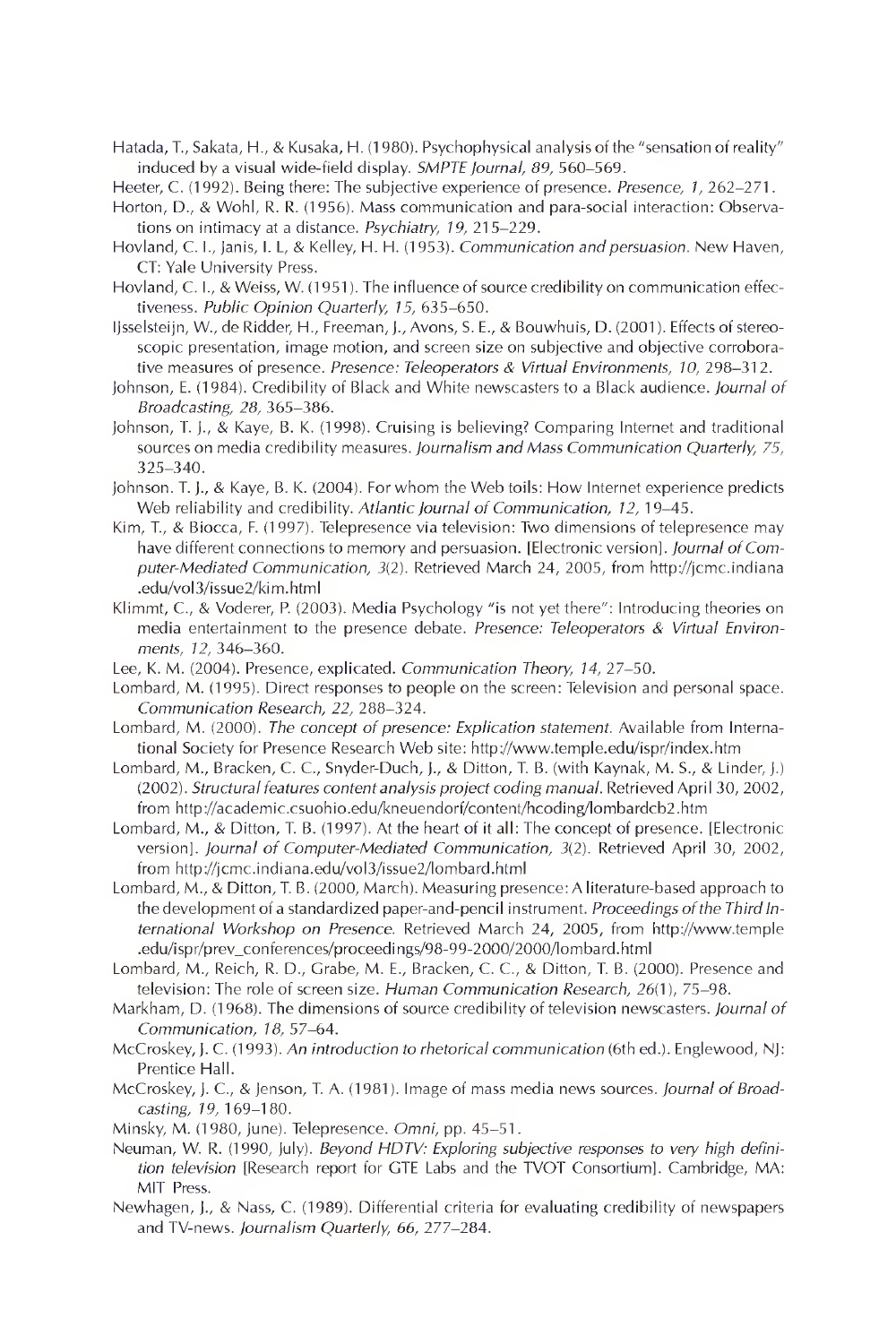Hatada, T., Sakata, H., & Kusaka, H. (1980). Psychophysical analysis of the "sensation of reality" induced by a visual wide-field display. *SMPTE Journal, 89,* 560–569.

Heeter, C. (1992). Being there: The subjective experience of presence. *Presence, 1,* 262–271.

Horton, D., & Wohl, R. R. (1956). Mass communication and para-social interaction: Observations on intimacy at a distance. *Psychiatry, 19,* 215–229.

Hovland, C. I., Janis, I. L, & Kelley, H. H. (1953). *Communication and persuasion.* New Haven, CT: Yale University Press.

Hovland, C. I., & Weiss, W. (1951). The influence of source credibility on communication effectiveness. *Public Opinion Quarterly, 15,* 635–650.

IJsselsteijn, W., de Ridder, H., Freeman, J., Avons, S. E., & Bouwhuis, D. (2001). Effects of stereoscopic presentation, image motion, and screen size on subjective and objective corroborative measures of presence. *Presence: Teleoperators & Virtual Environments, 10,* 298–312.

Johnson, E. (1984). Credibility of Black and White newscasters to a Black audience. *Journal of Broadcasting, 28,* 365–386.

Johnson, T. J., & Kaye, B. K. (1998). Cruising is believing? Comparing Internet and traditional sources on media credibility measures. *Journalism and Mass Communication Quarterly, 75,* 325–340.

Johnson. T. J., & Kaye, B. K. (2004). For whom the Web toils: How Internet experience predicts Web reliability and credibility. *Atlantic Journal of Communication, 12,* 19–45.

Kim, T., & Biocca, F. (1997). Telepresence via television: Two dimensions of telepresence may have different connections to memory and persuasion. [Electronic version]. *Journal of Computer-Mediated Communication, 3*(2). Retrieved March 24, 2005, from http://jcmc.indiana.edu/vol3/issue2/kim.html

Klimmt, C., & Voderer, P. (2003). Media Psychology "is not yet there": Introducing theories on media entertainment to the presence debate. *Presence: Teleoperators & Virtual Environments, 12,* 346–360.

Lee, K. M. (2004). Presence, explicated. *Communication Theory, 14,* 27–50.

Lombard, M. (1995). Direct responses to people on the screen: Television and personal space. *Communication Research, 22,* 288–324.

Lombard, M. (2000). *The concept of presence: Explication statement.* Available from International Society for Presence Research Web site: http://www.temple.edu/ispr/index.htm

Lombard, M., Bracken, C. C., Snyder-Duch, J., & Ditton, T. B. (with Kaynak, M. S., & Linder, J.) (2002). *Structural features content analysis project coding manual.* Retrieved April 30, 2002, from http://academic.csuohio.edu/kneuendorf/content/hcoding/lombardcb2.htm

Lombard, M., & Ditton, T. B. (1997). At the heart of it all: The concept of presence. [Electronic version]. *Journal of Computer-Mediated Communication, 3*(2). Retrieved April 30, 2002, from http://jcmc.indiana.edu/vol3/issue2/lombard.html

Lombard, M., & Ditton, T. B. (2000, March). Measuring presence: A literature-based approach to the development of a standardized paper-and-pencil instrument. *Proceedings of the Third International Workshop on Presence.* Retrieved March 24, 2005, from http://www.temple.edu/ispr/prev_conferences/proceedings/98-99-2000/2000/lombard.html

Lombard, M., Reich, R. D., Grabe, M. E., Bracken, C. C., & Ditton, T. B. (2000). Presence and television: The role of screen size. *Human Communication Research, 26*(1), 75–98.

Markham, D. (1968). The dimensions of source credibility of television newscasters. *Journal of Communication, 18,* 57–64.

McCroskey, J. C. (1993). *An introduction to rhetorical communication* (6th ed.). Englewood, NJ: Prentice Hall.

McCroskey, J. C., & Jenson, T. A. (1981). Image of mass media news sources. *Journal of Broadcasting, 19,* 169–180.

Minsky, M. (1980, June). Telepresence. *Omni,* pp. 45–51.

Neuman, W. R. (1990, July). *Beyond HDTV: Exploring subjective responses to very high definition television* [Research report for GTE Labs and the TVOT Consortium]. Cambridge, MA: MIT Press.

Newhagen, J., & Nass, C. (1989). Differential criteria for evaluating credibility of newspapers and TV-news. *Journalism Quarterly, 66,* 277–284.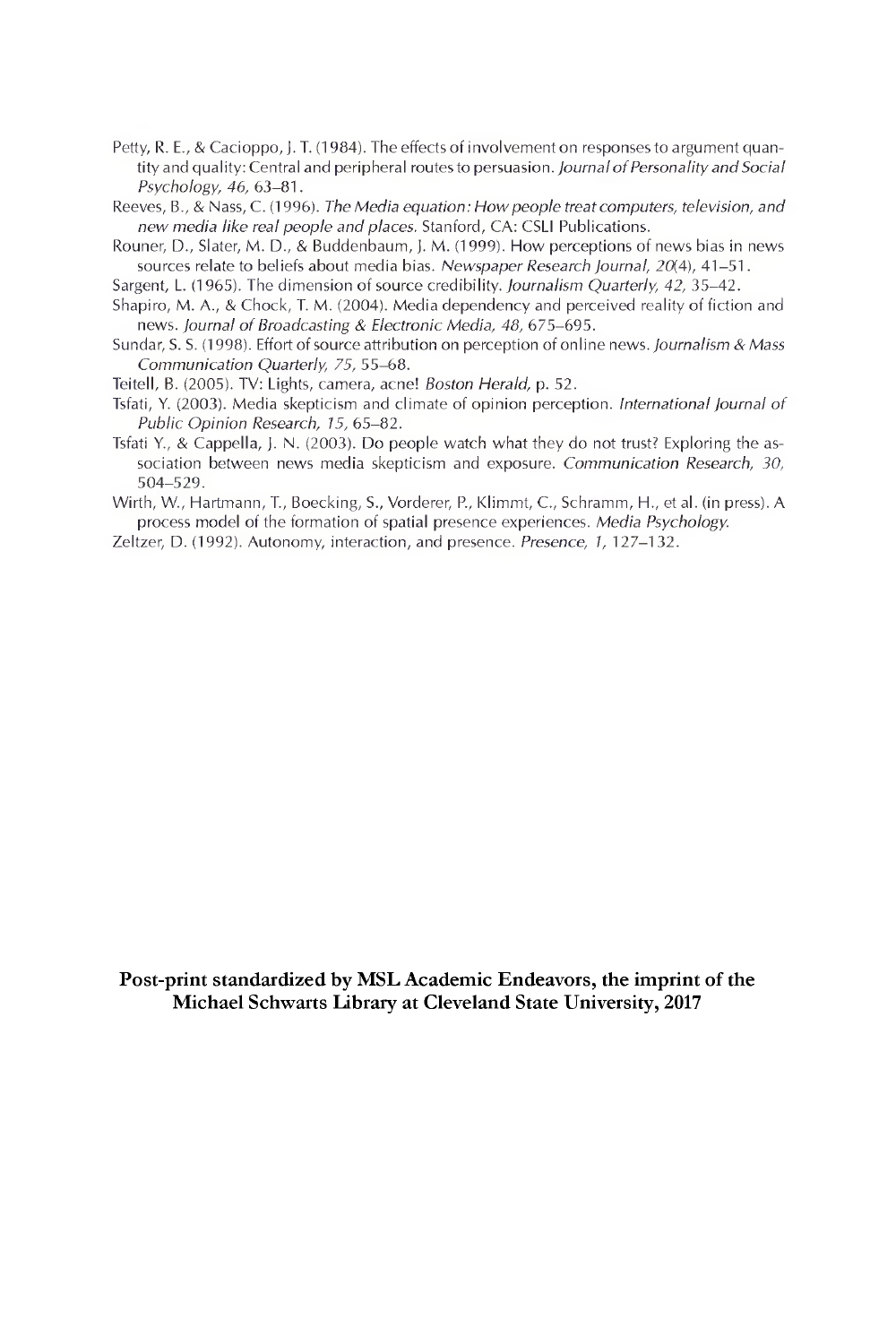Petty, R. E., & Cacioppo, J. T. (1984). The effects of involvement on responses to argument quantity and quality: Central and peripheral routes to persuasion. *Journal of Personality and Social Psychology, 46,* 63–81.

Reeves, B., & Nass, C. (1996). *The Media equation: How people treat computers, television, and new media like real people and places.* Stanford, CA: CSLI Publications.

Rouner, D., Slater, M. D., & Buddenbaum, J. M. (1999). How perceptions of news bias in news sources relate to beliefs about media bias. *Newspaper Research Journal, 20*(4), 41–51.

Sargent, L. (1965). The dimension of source credibility. *Journalism Quarterly, 42,* 35–42.

Shapiro, M. A., & Chock, T. M. (2004). Media dependency and perceived reality of fiction and news. *Journal of Broadcasting & Electronic Media, 48,* 675–695.

Sundar, S. S. (1998). Effort of source attribution on perception of online news. *Journalism & Mass Communication Quarterly, 75,* 55–68.

Teitell, B. (2005). TV: Lights, camera, acne! *Boston Herald,* p. 52.

Tsfati, Y. (2003). Media skepticism and climate of opinion perception. *International Journal of Public Opinion Research, 15,* 65–82.

Tsfati Y., & Cappella, J. N. (2003). Do people watch what they do not trust? Exploring the association between news media skepticism and exposure. *Communication Research, 30,* 504–529.

Wirth, W., Hartmann, T., Boecking, S., Vorderer, P., Klimmt, C., Schramm, H., et al. (in press). A process model of the formation of spatial presence experiences. *Media Psychology.*

Zeltzer, D. (1992). Autonomy, interaction, and presence. *Presence, 1,* 127–132.

**Post-print standardized by MSL Academic Endeavors, the imprint of the Michael Schwarts Library at Cleveland State University, 2017**